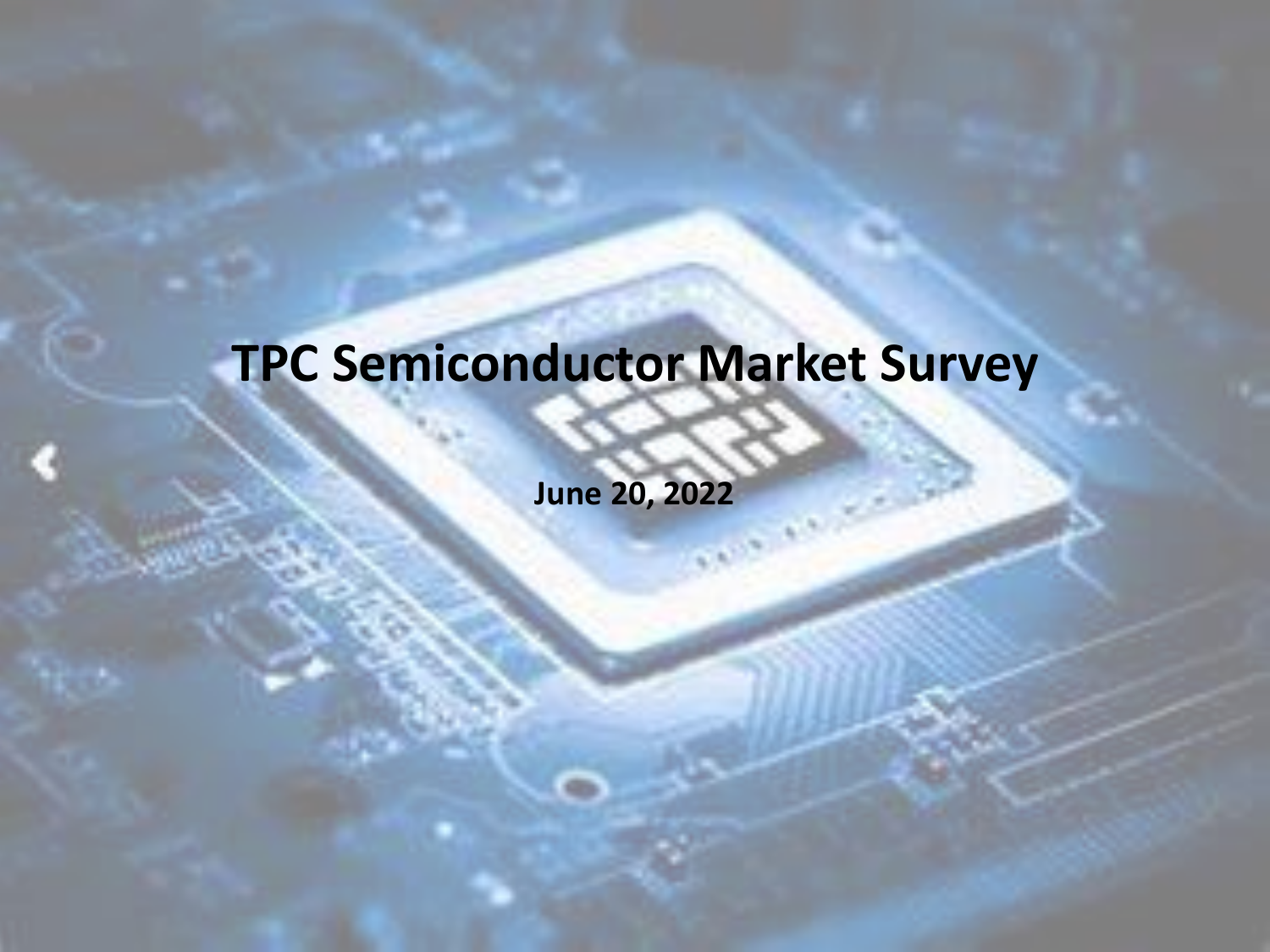# TPC Semiconductor Market Survey

**June 20, 2022**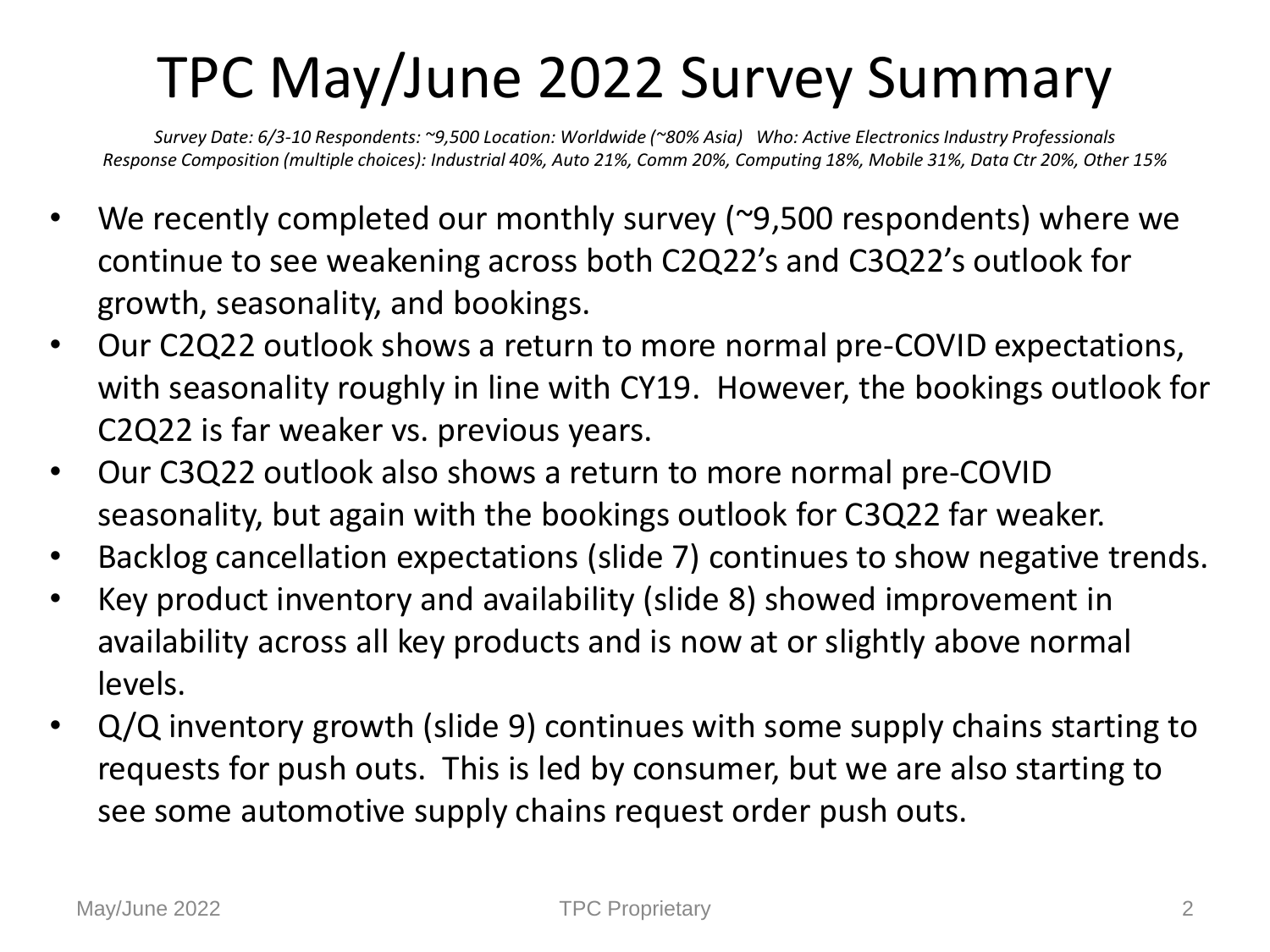# TPC May/June 2022 Survey Summary

*Survey Date: 6/3-10 Respondents: ~9,500 Location: Worldwide (~80% Asia) Who: Active Electronics Industry Professionals*
*Response Composition (multiple choices): Industrial 40%, Auto 21%, Comm 20%, Computing 18%, Mobile 31%, Data Ctr 20%, Other 15%*

- We recently completed our monthly survey (~9,500 respondents) where we continue to see weakening across both C2Q22's and C3Q22's outlook for growth, seasonality, and bookings.
- Our C2Q22 outlook shows a return to more normal pre-COVID expectations, with seasonality roughly in line with CY19. However, the bookings outlook for C2Q22 is far weaker vs. previous years.
- Our C3Q22 outlook also shows a return to more normal pre-COVID seasonality, but again with the bookings outlook for C3Q22 far weaker.
- Backlog cancellation expectations (slide 7) continues to show negative trends.
- Key product inventory and availability (slide 8) showed improvement in availability across all key products and is now at or slightly above normal levels.
- Q/Q inventory growth (slide 9) continues with some supply chains starting to requests for push outs. This is led by consumer, but we are also starting to see some automotive supply chains request order push outs.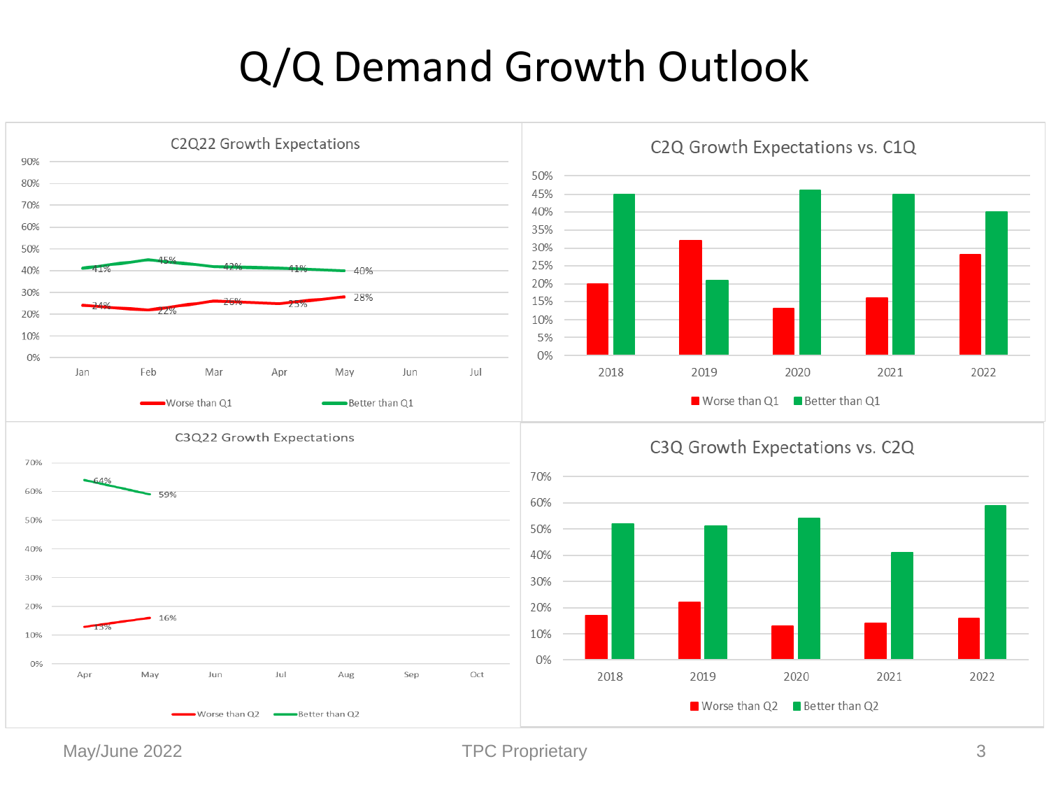# Q/Q Demand Growth Outlook

## C2Q22 Growth Expectations

| | Jan | Feb | Mar | Apr | May | Jun | Jul |
|---|---|---|---|---|---|---|---|
| Worse than Q1 | 24% | 22% | 26% | 25% | 28% | | |
| Better than Q1 | 41% | 45% | 42% | 41% | 40% | | |

## C2Q Growth Expectations vs. C1Q

| | 2018 | 2019 | 2020 | 2021 | 2022 |
|---|---|---|---|---|---|
| Worse than Q1 | 20% | 32% | 13% | 16% | 28% |
| Better than Q1 | 45% | 21% | 46% | 45% | 40% |

## C3Q22 Growth Expectations

| | Apr | May | Jun | Jul | Aug | Sep | Oct |
|---|---|---|---|---|---|---|---|
| Worse than Q2 | 13% | 16% | | | | | |
| Better than Q2 | 64% | 59% | | | | | |

## C3Q Growth Expectations vs. C2Q

| | 2018 | 2019 | 2020 | 2021 | 2022 |
|---|---|---|---|---|---|
| Worse than Q2 | 17% | 22% | 13% | 14% | 16% |
| Better than Q2 | 52% | 51% | 54% | 41% | 59% |

May/June 2022 TPC Proprietary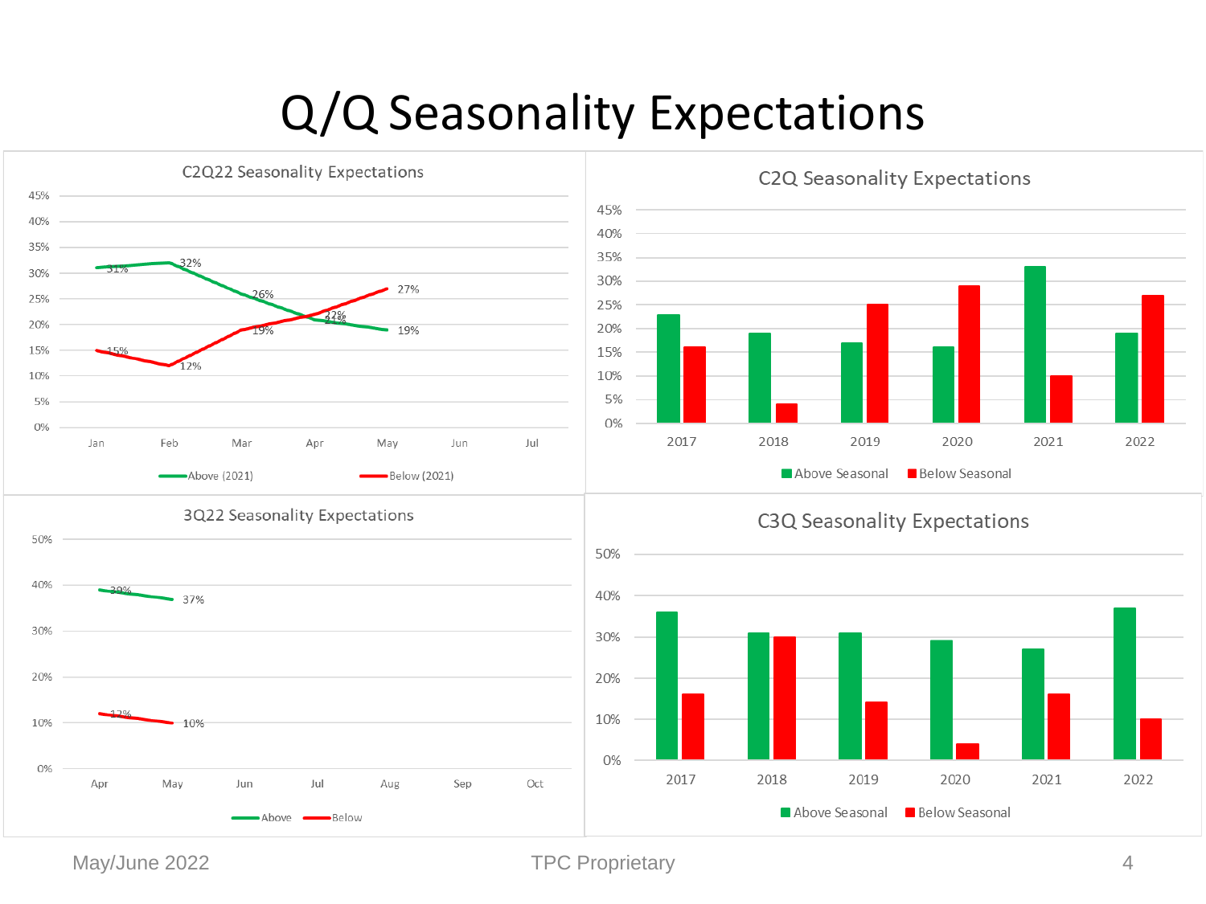# Q/Q Seasonality Expectations

**C2Q22 Seasonality Expectations**

| | Jan | Feb | Mar | Apr | May |
|---|---|---|---|---|---|
| Above (2021) | 31% | 32% | 26% | 21% | 19% |
| Below (2021) | 15% | 12% | 19% | 22% | 27% |

**C2Q Seasonality Expectations**

| | 2017 | 2018 | 2019 | 2020 | 2021 | 2022 |
|---|---|---|---|---|---|---|
| Above Seasonal | 23% | 19% | 17% | 16% | 33% | 19% |
| Below Seasonal | 16% | 4% | 25% | 29% | 10% | 27% |

**3Q22 Seasonality Expectations**

| | Apr | May |
|---|---|---|
| Above | 39% | 37% |
| Below | 12% | 10% |

**C3Q Seasonality Expectations**

| | 2017 | 2018 | 2019 | 2020 | 2021 | 2022 |
|---|---|---|---|---|---|---|
| Above Seasonal | 36% | 31% | 31% | 29% | 27% | 37% |
| Below Seasonal | 16% | 30% | 14% | 4% | 16% | 10% |

May/June 2022 TPC Proprietary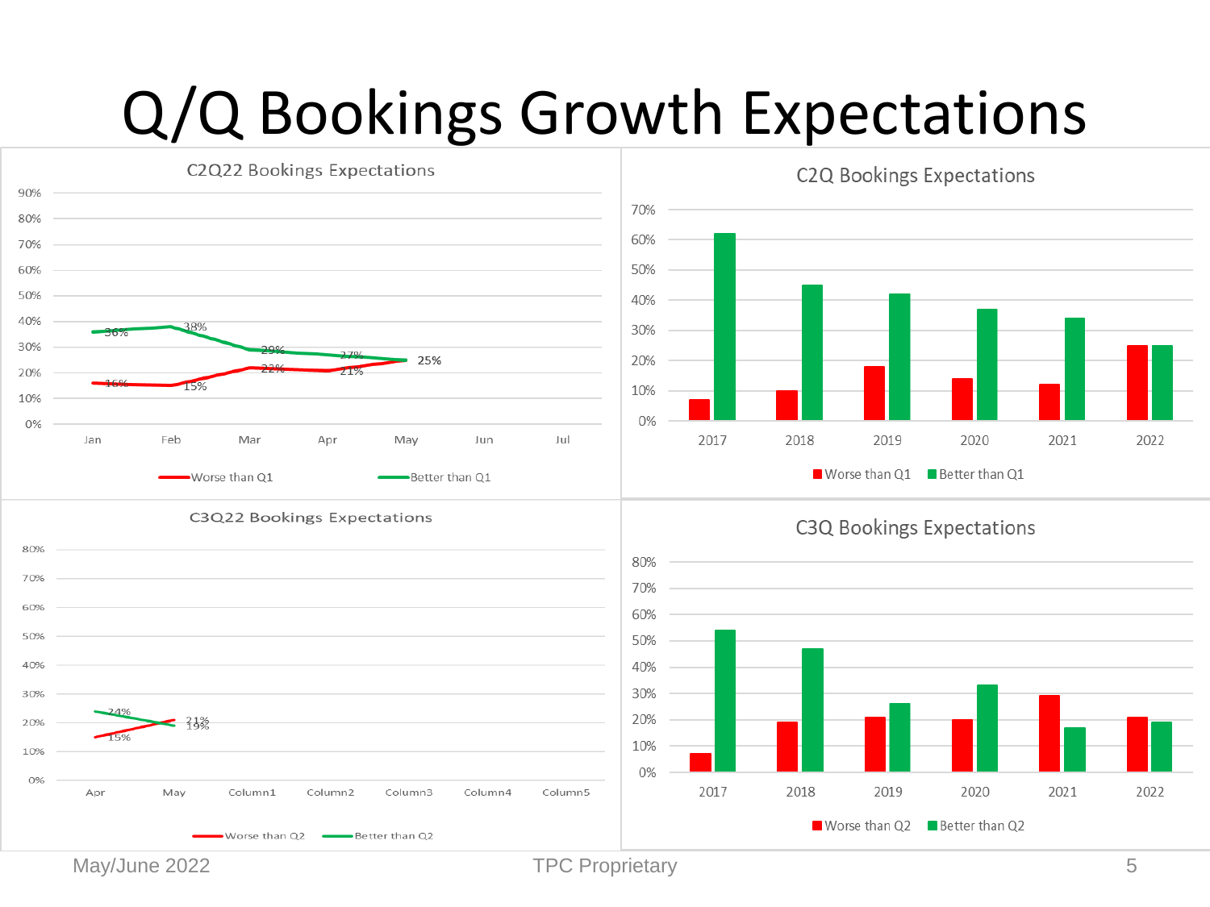# Q/Q Bookings Growth Expectations

## C2Q22 Bookings Expectations

| | Jan | Feb | Mar | Apr | May | Jun | Jul |
|---|---|---|---|---|---|---|---|
| Worse than Q1 | 16% | 15% | 22% | 21% | 25% | | |
| Better than Q1 | 36% | 38% | 29% | 27% | 25% | | |

## C2Q Bookings Expectations

| | 2017 | 2018 | 2019 | 2020 | 2021 | 2022 |
|---|---|---|---|---|---|---|
| Worse than Q1 | | | | | | |
| Better than Q1 | | | | | | |

## C3Q22 Bookings Expectations

| | Apr | May | Column1 | Column2 | Column3 | Column4 | Column5 |
|---|---|---|---|---|---|---|---|
| Worse than Q2 | 15% | 21% | | | | | |
| Better than Q2 | 24% | 19% | | | | | |

## C3Q Bookings Expectations

| | 2017 | 2018 | 2019 | 2020 | 2021 | 2022 |
|---|---|---|---|---|---|---|
| Worse than Q2 | | | | | | |
| Better than Q2 | | | | | | |

May/June 2022 TPC Proprietary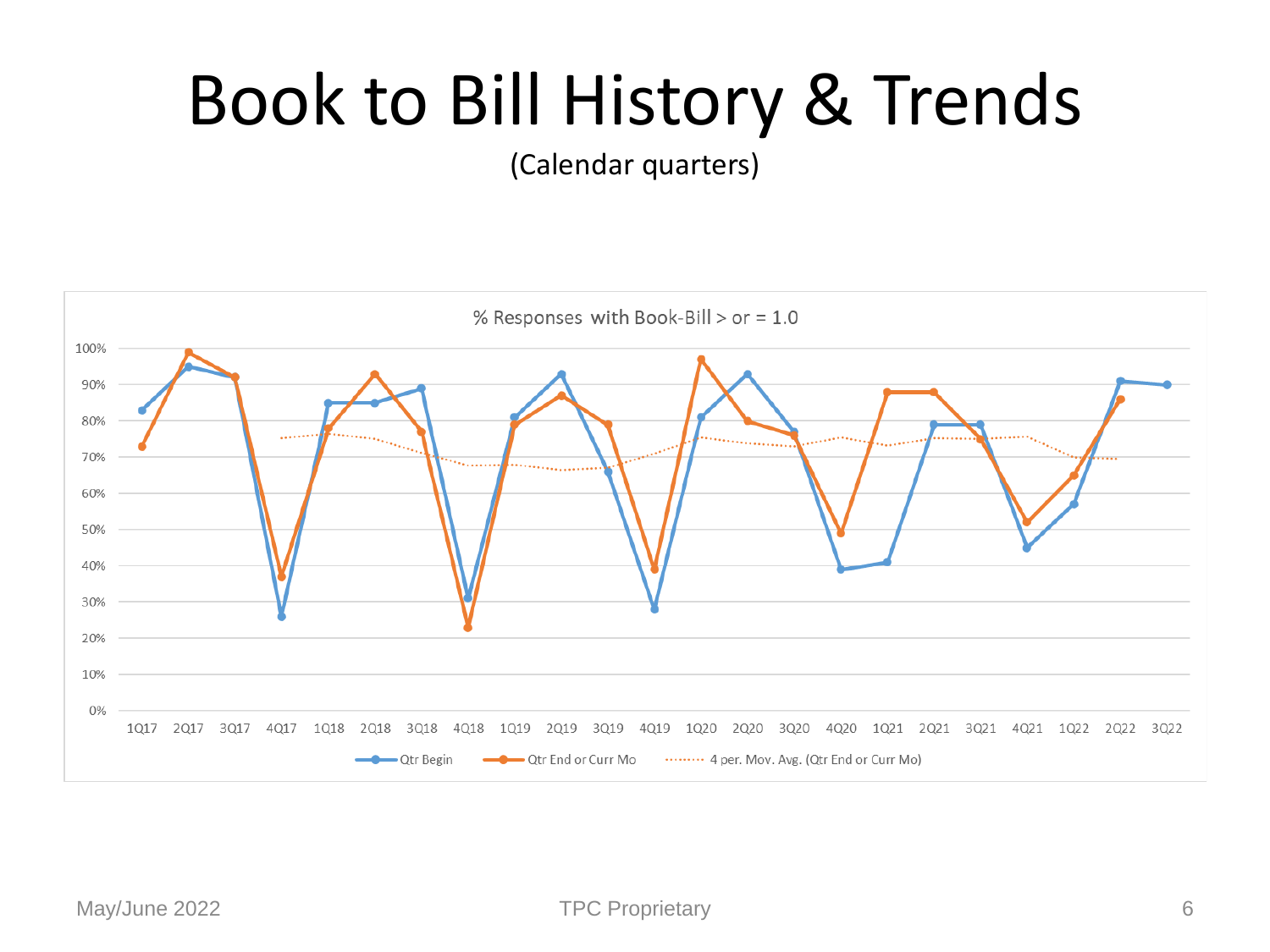# Book to Bill History & Trends

(Calendar quarters)

% Responses with Book-Bill > or = 1.0

100%
90%
80%
70%
60%
50%
40%
30%
20%
10%
0%

1Q17 2Q17 3Q17 4Q17 1Q18 2Q18 3Q18 4Q18 1Q19 2Q19 3Q19 4Q19 1Q20 2Q20 3Q20 4Q20 1Q21 2Q21 3Q21 4Q21 1Q22 2Q22 3Q22

Qtr Begin — Qtr End or Curr Mo — 4 per. Mov. Avg. (Qtr End or Curr Mo)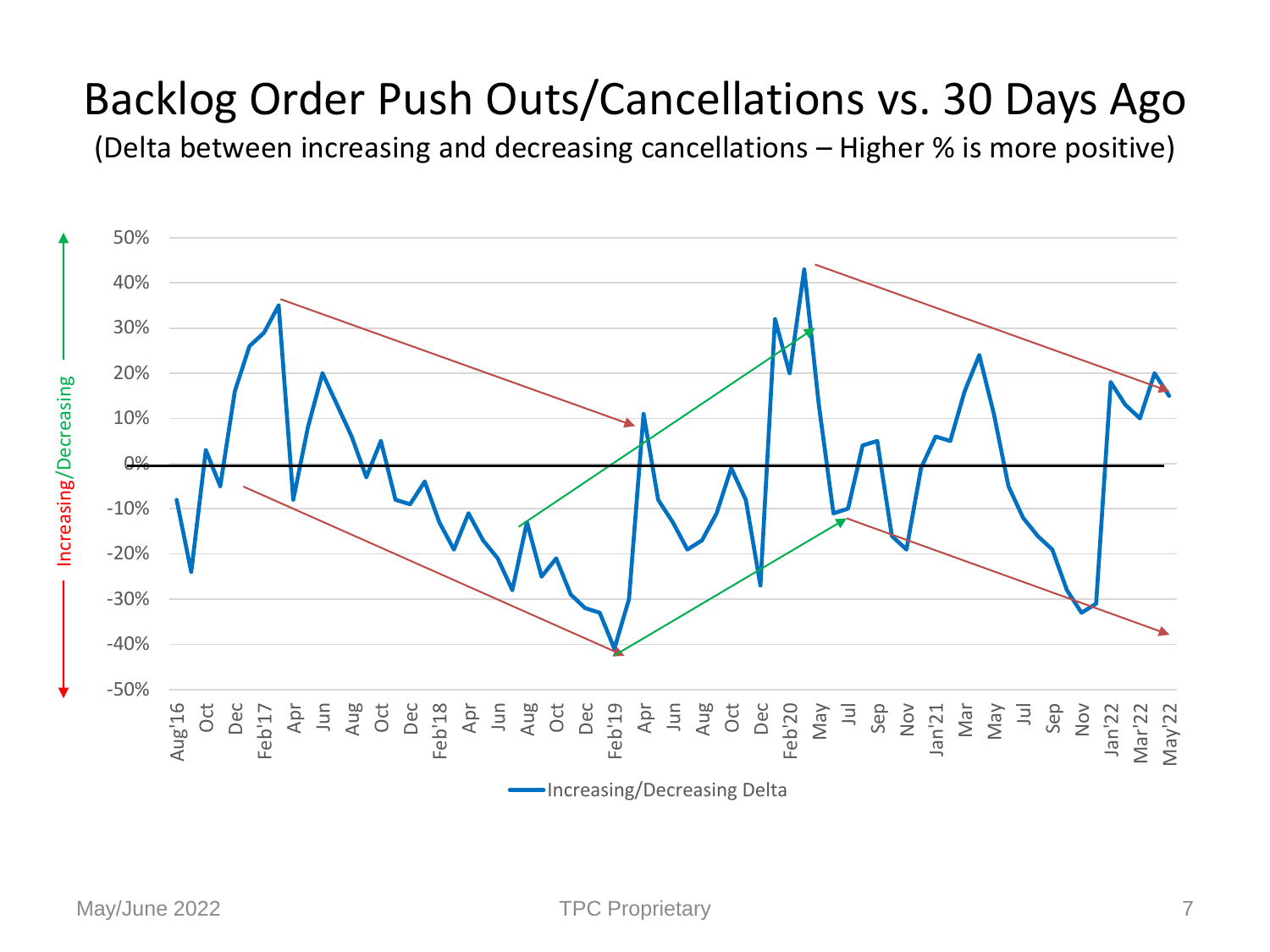# Backlog Order Push Outs/Cancellations vs. 30 Days Ago

(Delta between increasing and decreasing cancellations – Higher % is more positive)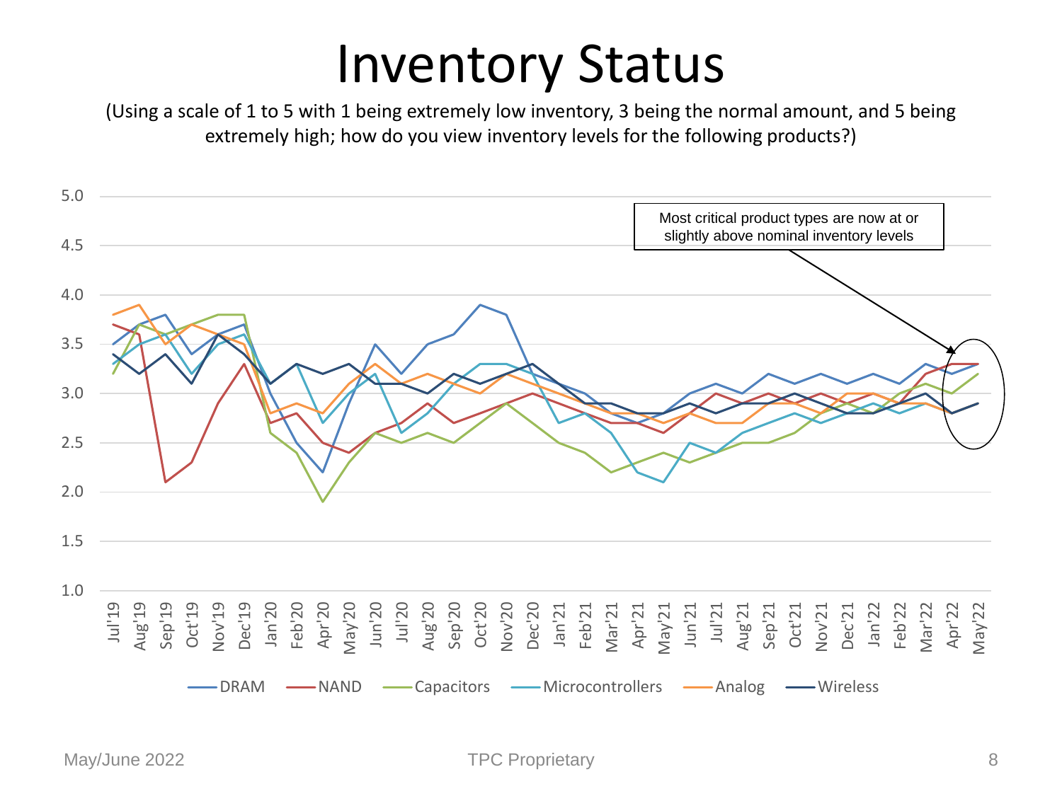# Inventory Status

(Using a scale of 1 to 5 with 1 being extremely low inventory, 3 being the normal amount, and 5 being extremely high; how do you view inventory levels for the following products?)

Most critical product types are now at or slightly above nominal inventory levels

Legend: DRAM, NAND, Capacitors, Microcontrollers, Analog, Wireless

Y-axis: 1.0, 1.5, 2.0, 2.5, 3.0, 3.5, 4.0, 4.5, 5.0

X-axis: Jul'19, Aug'19, Sep'19, Oct'19, Nov'19, Dec'19, Jan'20, Feb'20, Apr'20, May'20, Jun'20, Jul'20, Aug'20, Sep'20, Oct'20, Nov'20, Dec'20, Jan'21, Feb'21, Mar'21, Apr'21, May'21, Jun'21, Jul'21, Aug'21, Sep'21, Oct'21, Nov'21, Dec'21, Jan'22, Feb'22, Mar'22, Apr'22, May'22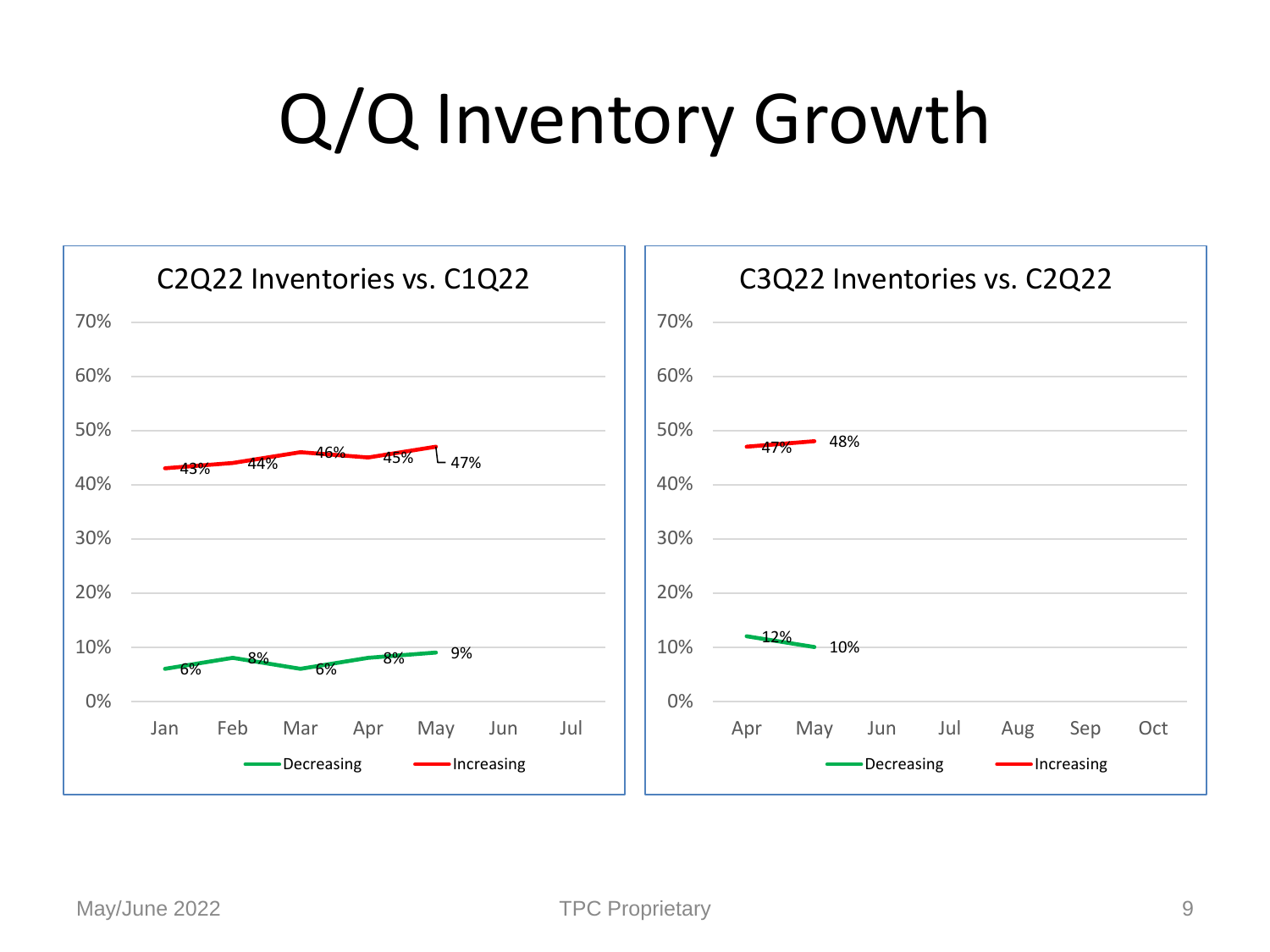# Q/Q Inventory Growth

## C2Q22 Inventories vs. C1Q22

| Month | Decreasing | Increasing |
|---|---|---|
| Jan | 6% | 43% |
| Feb | 8% | 44% |
| Mar | 6% | 46% |
| Apr | 8% | 45% |
| May | 9% | 47% |
| Jun | | |
| Jul | | |

## C3Q22 Inventories vs. C2Q22

| Month | Decreasing | Increasing |
|---|---|---|
| Apr | 12% | 47% |
| May | 10% | 48% |
| Jun | | |
| Jul | | |
| Aug | | |
| Sep | | |
| Oct | | |

May/June 2022

TPC Proprietary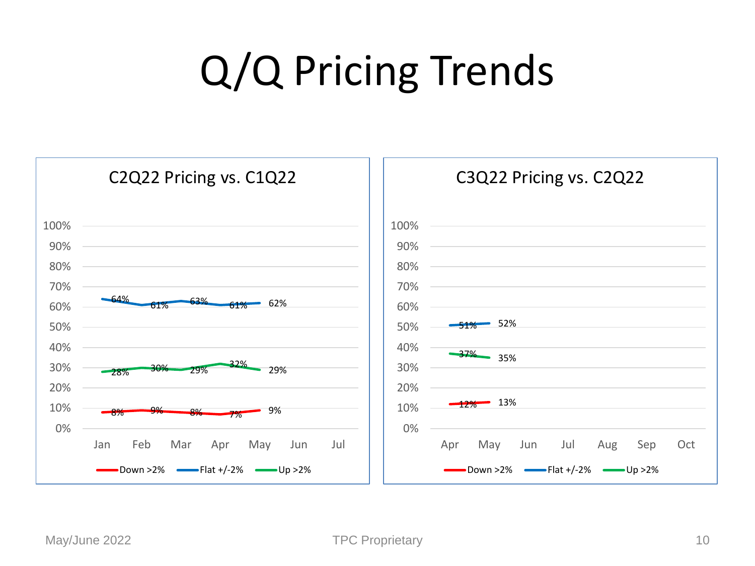# Q/Q Pricing Trends

## C2Q22 Pricing vs. C1Q22

| | Jan | Feb | Mar | Apr | May | Jun | Jul |
|---|---|---|---|---|---|---|---|
| Down >2% | 8% | 9% | 8% | 7% | 9% | | |
| Flat +/-2% | 64% | 61% | 63% | 61% | 62% | | |
| Up >2% | 28% | 30% | 29% | 32% | 29% | | |

## C3Q22 Pricing vs. C2Q22

| | Apr | May | Jun | Jul | Aug | Sep | Oct |
|---|---|---|---|---|---|---|---|
| Down >2% | 12% | 13% | | | | | |
| Flat +/-2% | 51% | 52% | | | | | |
| Up >2% | 37% | 35% | | | | | |

May/June 2022 TPC Proprietary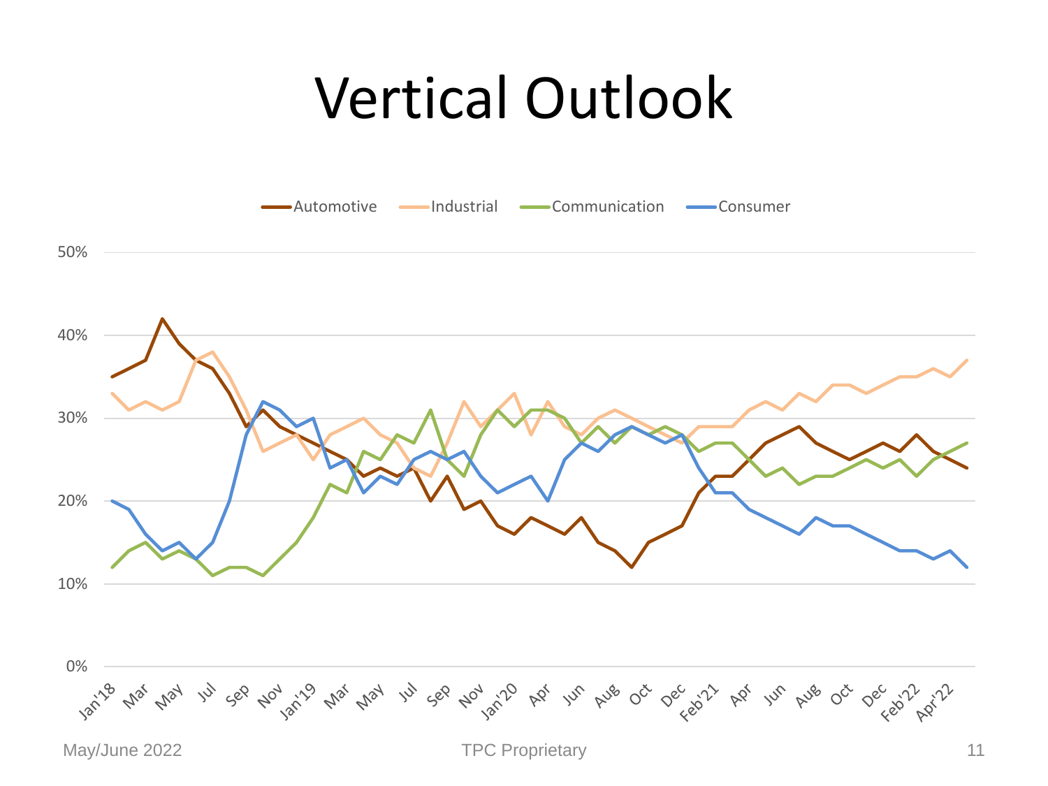# Vertical Outlook

Automotive
Industrial
Communication
Consumer

50%
40%
30%
20%
10%
0%

Jan'18
Mar
May
Jul
Sep
Nov
Jan'19
Mar
May
Jul
Sep
Nov
Jan'20
Apr
Jun
Aug
Oct
Dec
Feb'21
Apr
Jun
Aug
Oct
Dec
Feb'22
Apr'22

May/June 2022

TPC Proprietary